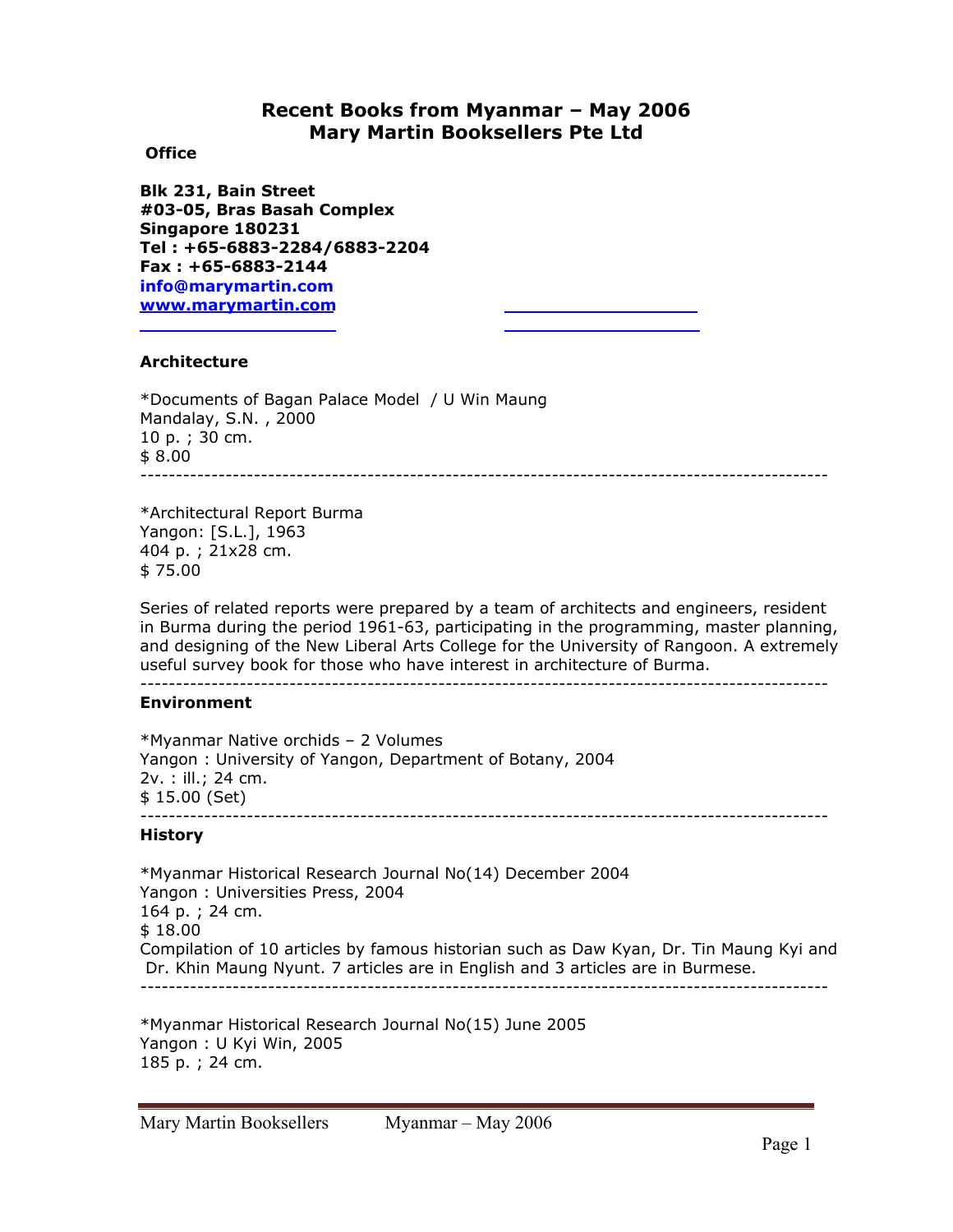# Recent Books from Myanmar – May 2006
# Mary Martin Booksellers Pte Ltd

**Office**

**Blk 231, Bain Street**
**#03-05, Bras Basah Complex**
**Singapore 180231**
**Tel : +65-6883-2284/6883-2204**
**Fax : +65-6883-2144**
**info@marymartin.com**
**www.marymartin.com**

### Architecture

*Documents of Bagan Palace Model / U Win Maung
Mandalay, S.N. , 2000
10 p. ; 30 cm.
$ 8.00

---

*Architectural Report Burma
Yangon: [S.L.], 1963
404 p. ; 21x28 cm.
$ 75.00

Series of related reports were prepared by a team of architects and engineers, resident in Burma during the period 1961-63, participating in the programming, master planning, and designing of the New Liberal Arts College for the University of Rangoon. A extremely useful survey book for those who have interest in architecture of Burma.

---

### Environment

*Myanmar Native orchids – 2 Volumes
Yangon : University of Yangon, Department of Botany, 2004
2v. : ill.; 24 cm.
$ 15.00 (Set)

---

### History

*Myanmar Historical Research Journal No(14) December 2004
Yangon : Universities Press, 2004
164 p. ; 24 cm.
$ 18.00
Compilation of 10 articles by famous historian such as Daw Kyan, Dr. Tin Maung Kyi and Dr. Khin Maung Nyunt. 7 articles are in English and 3 articles are in Burmese.

---

*Myanmar Historical Research Journal No(15) June 2005
Yangon : U Kyi Win, 2005
185 p. ; 24 cm.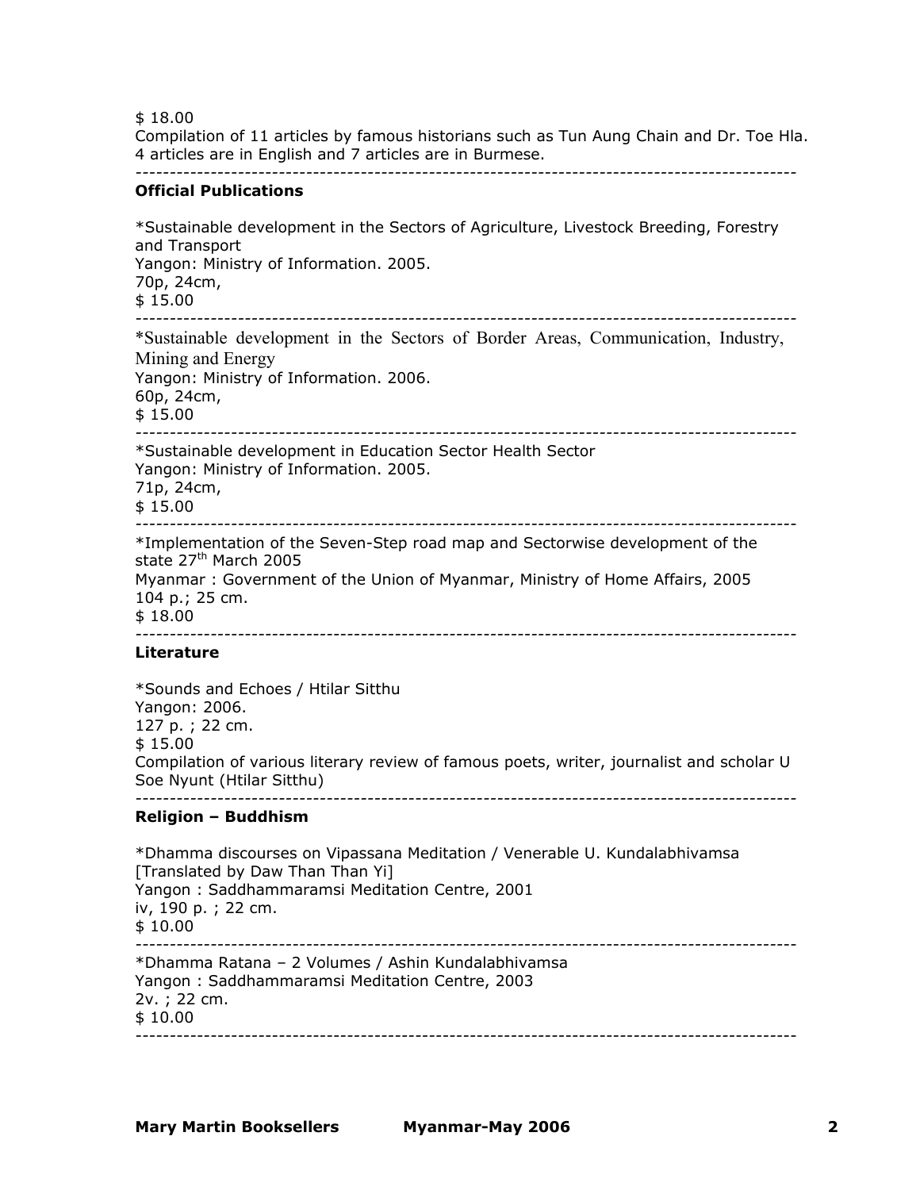$ 18.00
Compilation of 11 articles by famous historians such as Tun Aung Chain and Dr. Toe Hla. 4 articles are in English and 7 articles are in Burmese.

---

**Official Publications**

*Sustainable development in the Sectors of Agriculture, Livestock Breeding, Forestry and Transport
Yangon: Ministry of Information. 2005.
70p, 24cm,
$ 15.00

---

*Sustainable development in the Sectors of Border Areas, Communication, Industry, Mining and Energy
Yangon: Ministry of Information. 2006.
60p, 24cm,
$ 15.00

---

*Sustainable development in Education Sector Health Sector
Yangon: Ministry of Information. 2005.
71p, 24cm,
$ 15.00

---

*Implementation of the Seven-Step road map and Sectorwise development of the state 27th March 2005
Myanmar : Government of the Union of Myanmar, Ministry of Home Affairs, 2005
104 p.; 25 cm.
$ 18.00

---

**Literature**

*Sounds and Echoes / Htilar Sitthu
Yangon: 2006.
127 p. ; 22 cm.
$ 15.00
Compilation of various literary review of famous poets, writer, journalist and scholar U Soe Nyunt (Htilar Sitthu)

---

**Religion – Buddhism**

*Dhamma discourses on Vipassana Meditation / Venerable U. Kundalabhivamsa [Translated by Daw Than Than Yi]
Yangon : Saddhammaramsi Meditation Centre, 2001
iv, 190 p. ; 22 cm.
$ 10.00

---

*Dhamma Ratana – 2 Volumes / Ashin Kundalabhivamsa
Yangon : Saddhammaramsi Meditation Centre, 2003
2v. ; 22 cm.
$ 10.00

---